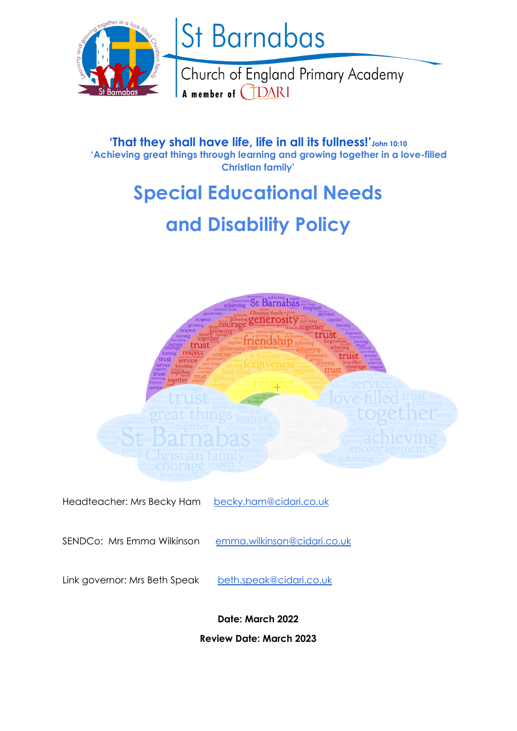St Barnabas

Church of England Primary Academy

A member of CIDARI

**'That they shall have life, life in all its fullness!'** **John 10:10**

**'Achieving great things through learning and growing together in a love-filled Christian family'**

# Special Educational Needs and Disability Policy

Headteacher: Mrs Becky Ham becky.ham@cidari.co.uk

SENDCo: Mrs Emma Wilkinson emma.wilkinson@cidari.co.uk

Link governor: Mrs Beth Speak beth.speak@cidari.co.uk

**Date: March 2022**

**Review Date: March 2023**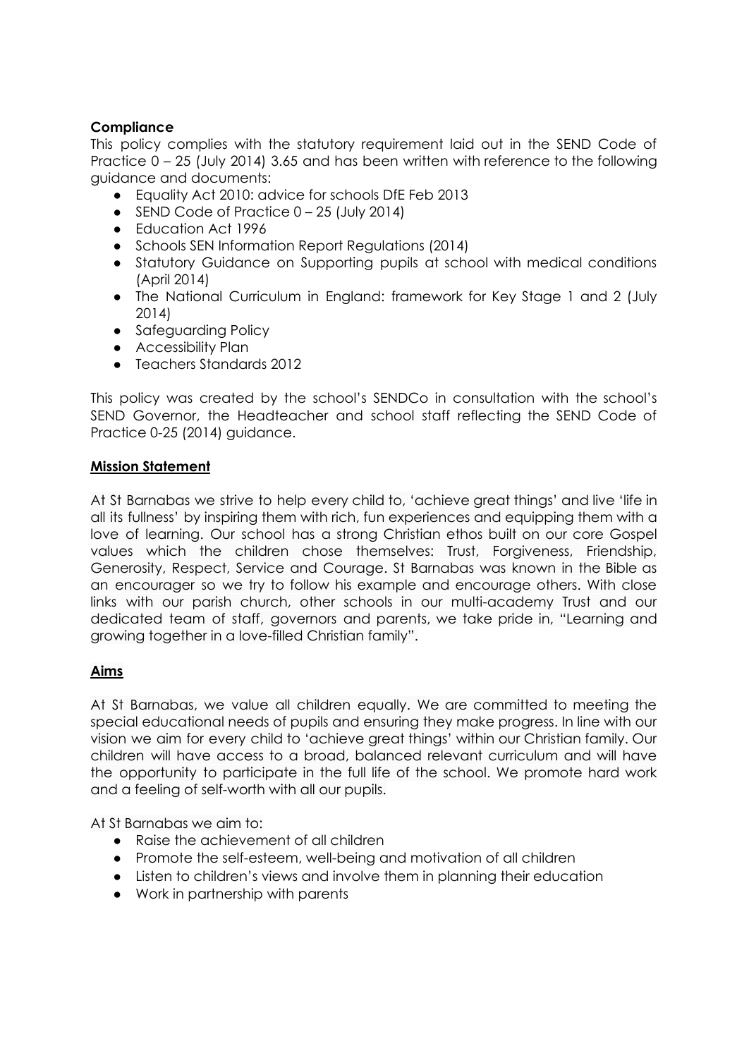**Compliance**

This policy complies with the statutory requirement laid out in the SEND Code of Practice 0 – 25 (July 2014) 3.65 and has been written with reference to the following guidance and documents:

- Equality Act 2010: advice for schools DfE Feb 2013
- SEND Code of Practice 0 – 25 (July 2014)
- Education Act 1996
- Schools SEN Information Report Regulations (2014)
- Statutory Guidance on Supporting pupils at school with medical conditions (April 2014)
- The National Curriculum in England: framework for Key Stage 1 and 2 (July 2014)
- Safeguarding Policy
- Accessibility Plan
- Teachers Standards 2012

This policy was created by the school's SENDCo in consultation with the school's SEND Governor, the Headteacher and school staff reflecting the SEND Code of Practice 0-25 (2014) guidance.

## Mission Statement

At St Barnabas we strive to help every child to, 'achieve great things' and live 'life in all its fullness' by inspiring them with rich, fun experiences and equipping them with a love of learning. Our school has a strong Christian ethos built on our core Gospel values which the children chose themselves: Trust, Forgiveness, Friendship, Generosity, Respect, Service and Courage. St Barnabas was known in the Bible as an encourager so we try to follow his example and encourage others. With close links with our parish church, other schools in our multi-academy Trust and our dedicated team of staff, governors and parents, we take pride in, "Learning and growing together in a love-filled Christian family".

## Aims

At St Barnabas, we value all children equally. We are committed to meeting the special educational needs of pupils and ensuring they make progress. In line with our vision we aim for every child to 'achieve great things' within our Christian family. Our children will have access to a broad, balanced relevant curriculum and will have the opportunity to participate in the full life of the school. We promote hard work and a feeling of self-worth with all our pupils.

At St Barnabas we aim to:

- Raise the achievement of all children
- Promote the self-esteem, well-being and motivation of all children
- Listen to children's views and involve them in planning their education
- Work in partnership with parents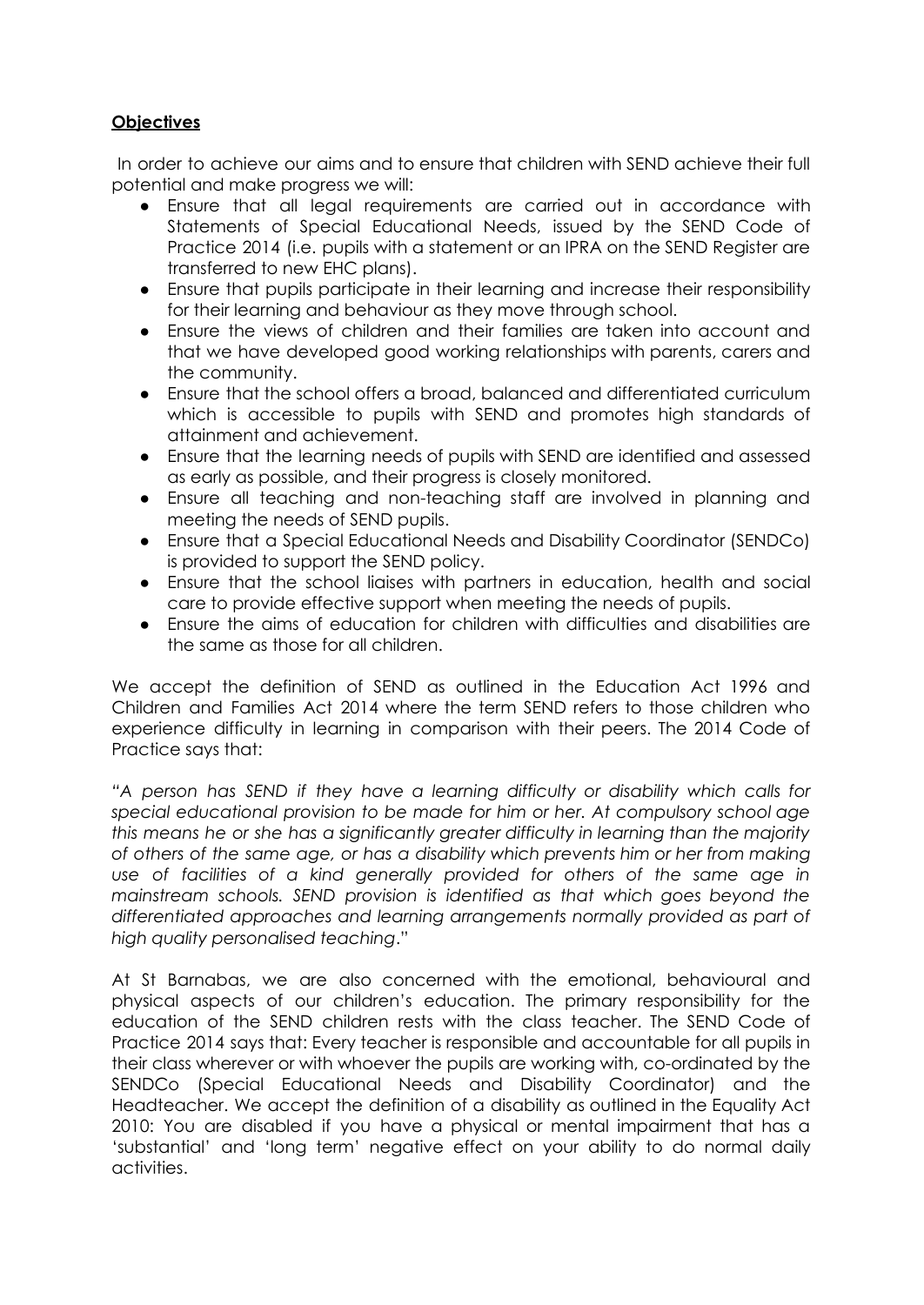**Objectives**

In order to achieve our aims and to ensure that children with SEND achieve their full potential and make progress we will:

- Ensure that all legal requirements are carried out in accordance with Statements of Special Educational Needs, issued by the SEND Code of Practice 2014 (i.e. pupils with a statement or an IPRA on the SEND Register are transferred to new EHC plans).
- Ensure that pupils participate in their learning and increase their responsibility for their learning and behaviour as they move through school.
- Ensure the views of children and their families are taken into account and that we have developed good working relationships with parents, carers and the community.
- Ensure that the school offers a broad, balanced and differentiated curriculum which is accessible to pupils with SEND and promotes high standards of attainment and achievement.
- Ensure that the learning needs of pupils with SEND are identified and assessed as early as possible, and their progress is closely monitored.
- Ensure all teaching and non-teaching staff are involved in planning and meeting the needs of SEND pupils.
- Ensure that a Special Educational Needs and Disability Coordinator (SENDCo) is provided to support the SEND policy.
- Ensure that the school liaises with partners in education, health and social care to provide effective support when meeting the needs of pupils.
- Ensure the aims of education for children with difficulties and disabilities are the same as those for all children.

We accept the definition of SEND as outlined in the Education Act 1996 and Children and Families Act 2014 where the term SEND refers to those children who experience difficulty in learning in comparison with their peers. The 2014 Code of Practice says that:

*"A person has SEND if they have a learning difficulty or disability which calls for special educational provision to be made for him or her. At compulsory school age this means he or she has a significantly greater difficulty in learning than the majority of others of the same age, or has a disability which prevents him or her from making use of facilities of a kind generally provided for others of the same age in mainstream schools. SEND provision is identified as that which goes beyond the differentiated approaches and learning arrangements normally provided as part of high quality personalised teaching*."

At St Barnabas, we are also concerned with the emotional, behavioural and physical aspects of our children's education. The primary responsibility for the education of the SEND children rests with the class teacher. The SEND Code of Practice 2014 says that: Every teacher is responsible and accountable for all pupils in their class wherever or with whoever the pupils are working with, co-ordinated by the SENDCo (Special Educational Needs and Disability Coordinator) and the Headteacher. We accept the definition of a disability as outlined in the Equality Act 2010: You are disabled if you have a physical or mental impairment that has a 'substantial' and 'long term' negative effect on your ability to do normal daily activities.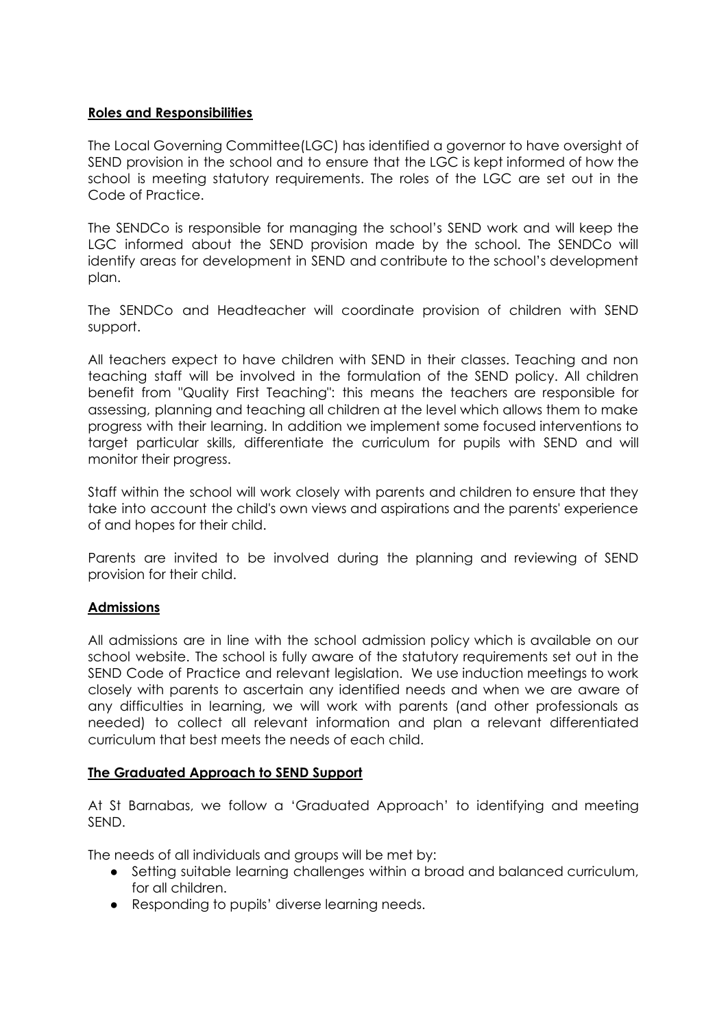## Roles and Responsibilities

The Local Governing Committee(LGC) has identified a governor to have oversight of SEND provision in the school and to ensure that the LGC is kept informed of how the school is meeting statutory requirements. The roles of the LGC are set out in the Code of Practice.

The SENDCo is responsible for managing the school's SEND work and will keep the LGC informed about the SEND provision made by the school. The SENDCo will identify areas for development in SEND and contribute to the school's development plan.

The SENDCo and Headteacher will coordinate provision of children with SEND support.

All teachers expect to have children with SEND in their classes. Teaching and non teaching staff will be involved in the formulation of the SEND policy. All children benefit from "Quality First Teaching": this means the teachers are responsible for assessing, planning and teaching all children at the level which allows them to make progress with their learning. In addition we implement some focused interventions to target particular skills, differentiate the curriculum for pupils with SEND and will monitor their progress.

Staff within the school will work closely with parents and children to ensure that they take into account the child's own views and aspirations and the parents' experience of and hopes for their child.

Parents are invited to be involved during the planning and reviewing of SEND provision for their child.

## Admissions

All admissions are in line with the school admission policy which is available on our school website. The school is fully aware of the statutory requirements set out in the SEND Code of Practice and relevant legislation. We use induction meetings to work closely with parents to ascertain any identified needs and when we are aware of any difficulties in learning, we will work with parents (and other professionals as needed) to collect all relevant information and plan a relevant differentiated curriculum that best meets the needs of each child.

## The Graduated Approach to SEND Support

At St Barnabas, we follow a 'Graduated Approach' to identifying and meeting SEND.

The needs of all individuals and groups will be met by:

- Setting suitable learning challenges within a broad and balanced curriculum, for all children.
- Responding to pupils' diverse learning needs.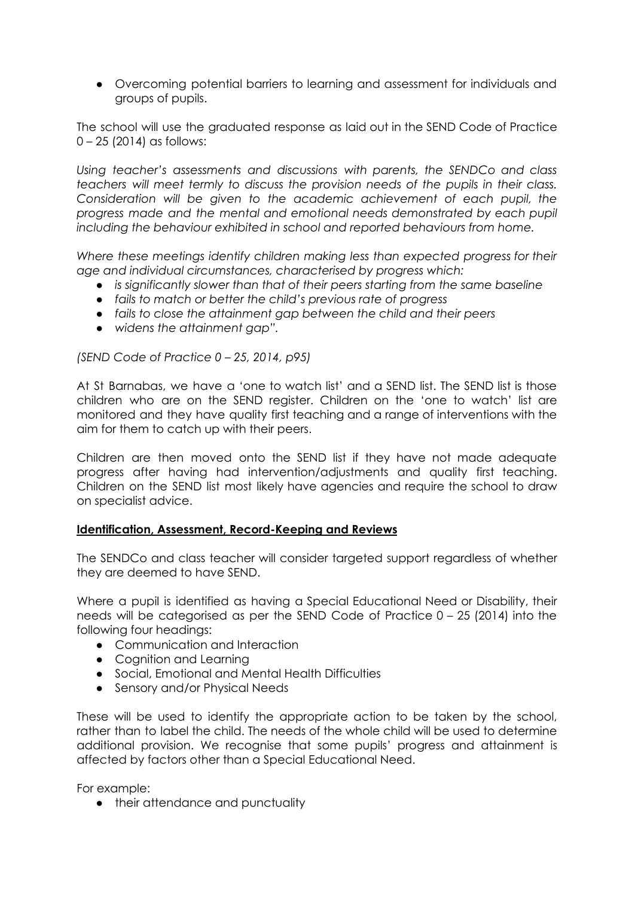- Overcoming potential barriers to learning and assessment for individuals and groups of pupils.

The school will use the graduated response as laid out in the SEND Code of Practice 0 – 25 (2014) as follows:

*Using teacher's assessments and discussions with parents, the SENDCo and class teachers will meet termly to discuss the provision needs of the pupils in their class. Consideration will be given to the academic achievement of each pupil, the progress made and the mental and emotional needs demonstrated by each pupil including the behaviour exhibited in school and reported behaviours from home.*

*Where these meetings identify children making less than expected progress for their age and individual circumstances, characterised by progress which:*

- *is significantly slower than that of their peers starting from the same baseline*
- *fails to match or better the child's previous rate of progress*
- *fails to close the attainment gap between the child and their peers*
- *widens the attainment gap".*

*(SEND Code of Practice 0 – 25, 2014, p95)*

At St Barnabas, we have a 'one to watch list' and a SEND list. The SEND list is those children who are on the SEND register. Children on the 'one to watch' list are monitored and they have quality first teaching and a range of interventions with the aim for them to catch up with their peers.

Children are then moved onto the SEND list if they have not made adequate progress after having had intervention/adjustments and quality first teaching. Children on the SEND list most likely have agencies and require the school to draw on specialist advice.

## Identification, Assessment, Record-Keeping and Reviews

The SENDCo and class teacher will consider targeted support regardless of whether they are deemed to have SEND.

Where a pupil is identified as having a Special Educational Need or Disability, their needs will be categorised as per the SEND Code of Practice 0 – 25 (2014) into the following four headings:

- Communication and Interaction
- Cognition and Learning
- Social, Emotional and Mental Health Difficulties
- Sensory and/or Physical Needs

These will be used to identify the appropriate action to be taken by the school, rather than to label the child. The needs of the whole child will be used to determine additional provision. We recognise that some pupils' progress and attainment is affected by factors other than a Special Educational Need.

For example:

- their attendance and punctuality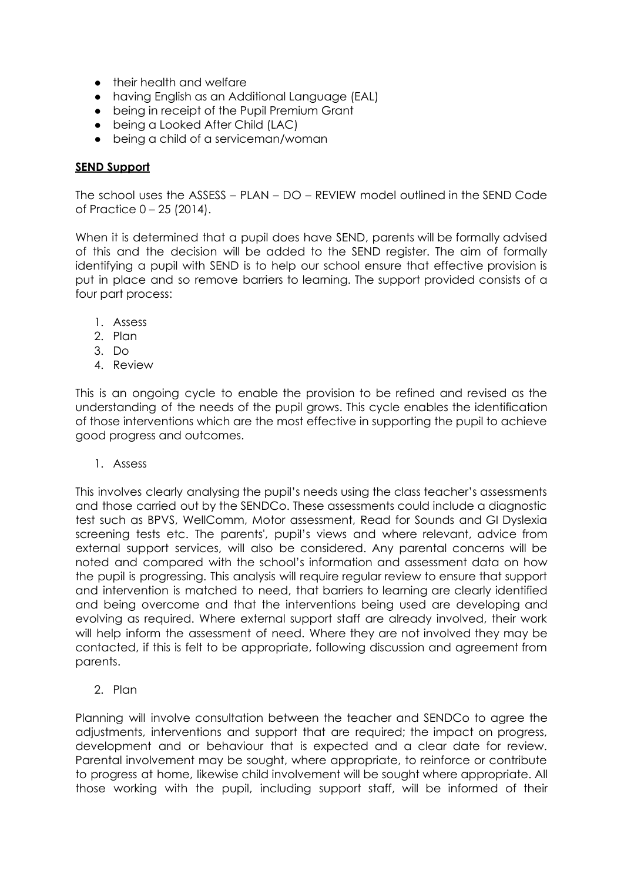- their health and welfare
- having English as an Additional Language (EAL)
- being in receipt of the Pupil Premium Grant
- being a Looked After Child (LAC)
- being a child of a serviceman/woman

**SEND Support**

The school uses the ASSESS – PLAN – DO – REVIEW model outlined in the SEND Code of Practice 0 – 25 (2014).

When it is determined that a pupil does have SEND, parents will be formally advised of this and the decision will be added to the SEND register. The aim of formally identifying a pupil with SEND is to help our school ensure that effective provision is put in place and so remove barriers to learning. The support provided consists of a four part process:

1. Assess
2. Plan
3. Do
4. Review

This is an ongoing cycle to enable the provision to be refined and revised as the understanding of the needs of the pupil grows. This cycle enables the identification of those interventions which are the most effective in supporting the pupil to achieve good progress and outcomes.

1. Assess

This involves clearly analysing the pupil's needs using the class teacher's assessments and those carried out by the SENDCo. These assessments could include a diagnostic test such as BPVS, WellComm, Motor assessment, Read for Sounds and GI Dyslexia screening tests etc. The parents', pupil's views and where relevant, advice from external support services, will also be considered. Any parental concerns will be noted and compared with the school's information and assessment data on how the pupil is progressing. This analysis will require regular review to ensure that support and intervention is matched to need, that barriers to learning are clearly identified and being overcome and that the interventions being used are developing and evolving as required. Where external support staff are already involved, their work will help inform the assessment of need. Where they are not involved they may be contacted, if this is felt to be appropriate, following discussion and agreement from parents.

2. Plan

Planning will involve consultation between the teacher and SENDCo to agree the adjustments, interventions and support that are required; the impact on progress, development and or behaviour that is expected and a clear date for review. Parental involvement may be sought, where appropriate, to reinforce or contribute to progress at home, likewise child involvement will be sought where appropriate. All those working with the pupil, including support staff, will be informed of their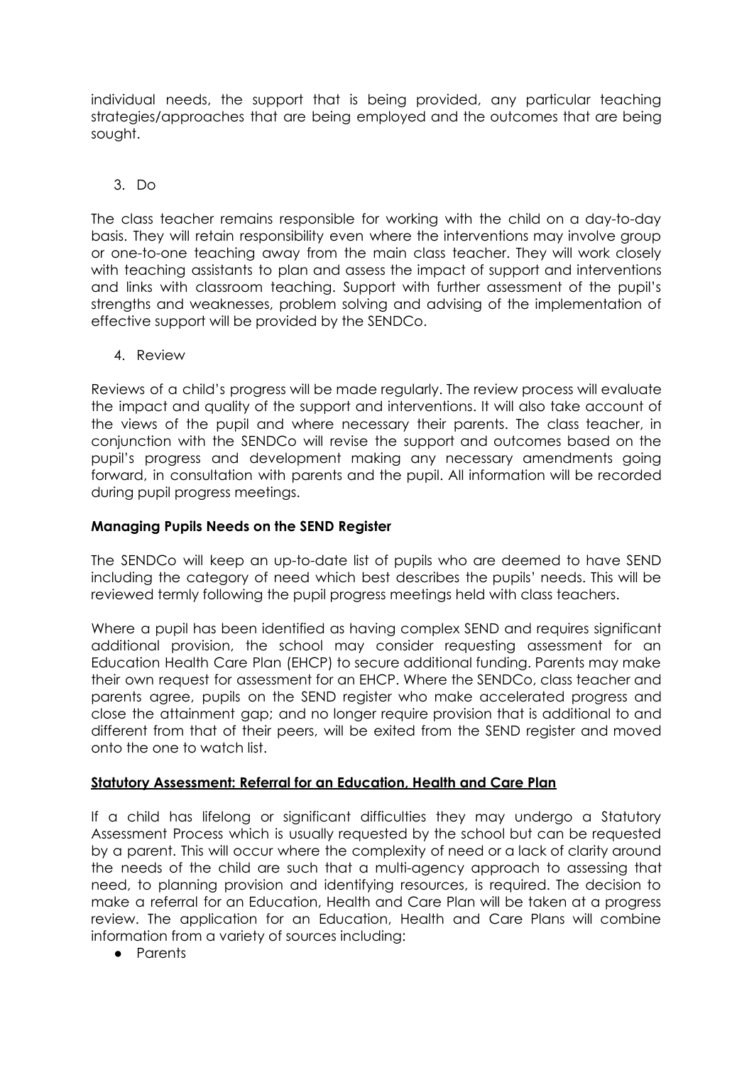individual needs, the support that is being provided, any particular teaching strategies/approaches that are being employed and the outcomes that are being sought.

3. Do

The class teacher remains responsible for working with the child on a day-to-day basis. They will retain responsibility even where the interventions may involve group or one-to-one teaching away from the main class teacher. They will work closely with teaching assistants to plan and assess the impact of support and interventions and links with classroom teaching. Support with further assessment of the pupil's strengths and weaknesses, problem solving and advising of the implementation of effective support will be provided by the SENDCo.

4. Review

Reviews of a child's progress will be made regularly. The review process will evaluate the impact and quality of the support and interventions. It will also take account of the views of the pupil and where necessary their parents. The class teacher, in conjunction with the SENDCo will revise the support and outcomes based on the pupil's progress and development making any necessary amendments going forward, in consultation with parents and the pupil. All information will be recorded during pupil progress meetings.

**Managing Pupils Needs on the SEND Register**

The SENDCo will keep an up-to-date list of pupils who are deemed to have SEND including the category of need which best describes the pupils' needs. This will be reviewed termly following the pupil progress meetings held with class teachers.

Where a pupil has been identified as having complex SEND and requires significant additional provision, the school may consider requesting assessment for an Education Health Care Plan (EHCP) to secure additional funding. Parents may make their own request for assessment for an EHCP. Where the SENDCo, class teacher and parents agree, pupils on the SEND register who make accelerated progress and close the attainment gap; and no longer require provision that is additional to and different from that of their peers, will be exited from the SEND register and moved onto the one to watch list.

**Statutory Assessment: Referral for an Education, Health and Care Plan**

If a child has lifelong or significant difficulties they may undergo a Statutory Assessment Process which is usually requested by the school but can be requested by a parent. This will occur where the complexity of need or a lack of clarity around the needs of the child are such that a multi-agency approach to assessing that need, to planning provision and identifying resources, is required. The decision to make a referral for an Education, Health and Care Plan will be taken at a progress review. The application for an Education, Health and Care Plans will combine information from a variety of sources including:

- Parents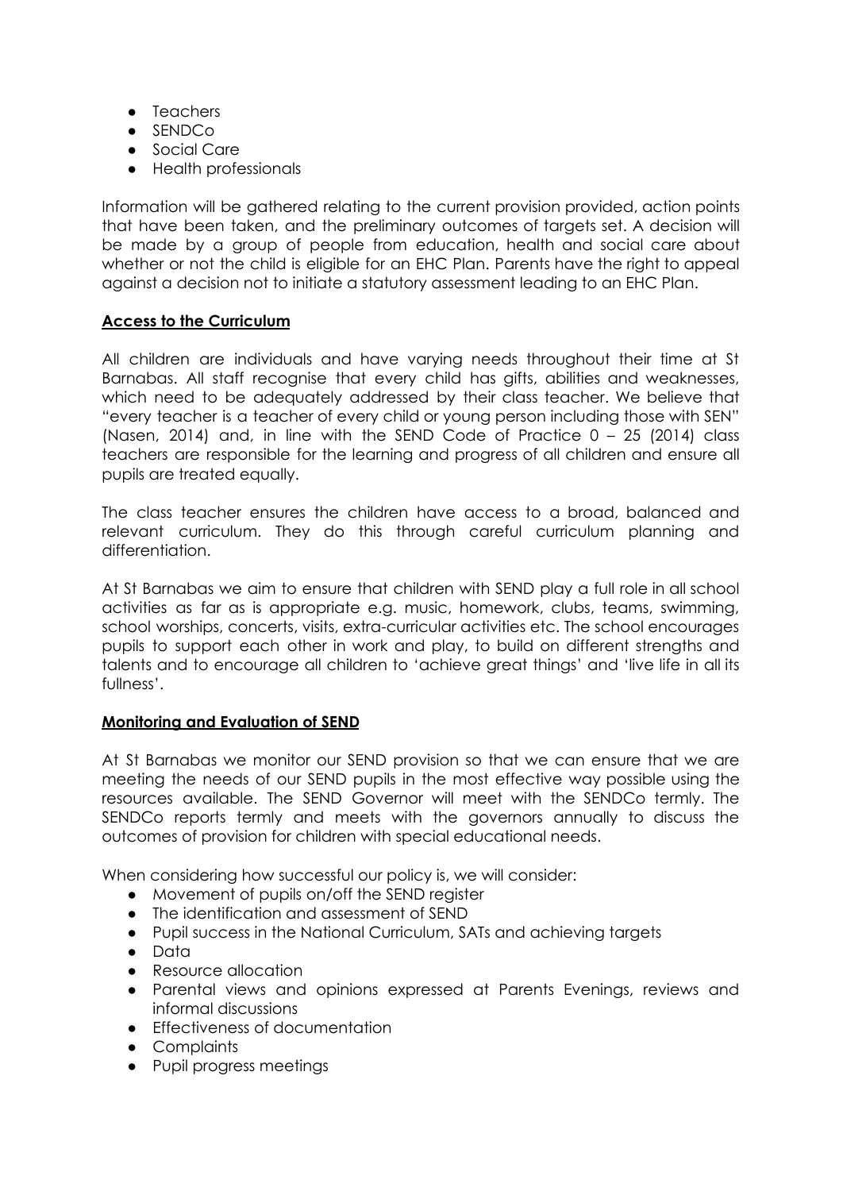- Teachers
- SENDCo
- Social Care
- Health professionals

Information will be gathered relating to the current provision provided, action points that have been taken, and the preliminary outcomes of targets set. A decision will be made by a group of people from education, health and social care about whether or not the child is eligible for an EHC Plan. Parents have the right to appeal against a decision not to initiate a statutory assessment leading to an EHC Plan.

## Access to the Curriculum

All children are individuals and have varying needs throughout their time at St Barnabas. All staff recognise that every child has gifts, abilities and weaknesses, which need to be adequately addressed by their class teacher. We believe that "every teacher is a teacher of every child or young person including those with SEN" (Nasen, 2014) and, in line with the SEND Code of Practice 0 – 25 (2014) class teachers are responsible for the learning and progress of all children and ensure all pupils are treated equally.

The class teacher ensures the children have access to a broad, balanced and relevant curriculum. They do this through careful curriculum planning and differentiation.

At St Barnabas we aim to ensure that children with SEND play a full role in all school activities as far as is appropriate e.g. music, homework, clubs, teams, swimming, school worships, concerts, visits, extra-curricular activities etc. The school encourages pupils to support each other in work and play, to build on different strengths and talents and to encourage all children to 'achieve great things' and 'live life in all its fullness'.

## Monitoring and Evaluation of SEND

At St Barnabas we monitor our SEND provision so that we can ensure that we are meeting the needs of our SEND pupils in the most effective way possible using the resources available. The SEND Governor will meet with the SENDCo termly. The SENDCo reports termly and meets with the governors annually to discuss the outcomes of provision for children with special educational needs.

When considering how successful our policy is, we will consider:

- Movement of pupils on/off the SEND register
- The identification and assessment of SEND
- Pupil success in the National Curriculum, SATs and achieving targets
- Data
- Resource allocation
- Parental views and opinions expressed at Parents Evenings, reviews and informal discussions
- Effectiveness of documentation
- Complaints
- Pupil progress meetings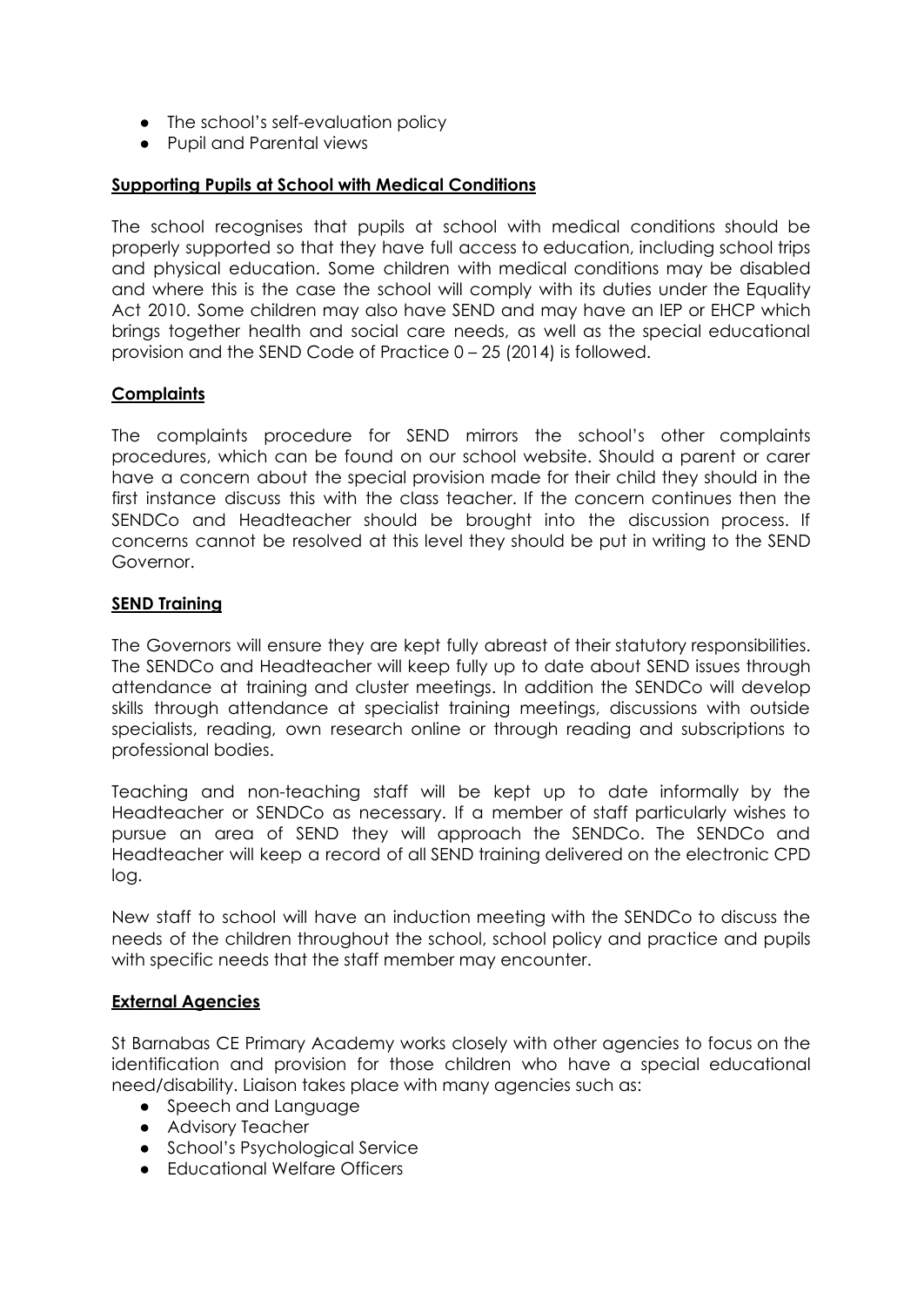- The school's self-evaluation policy
- Pupil and Parental views

## Supporting Pupils at School with Medical Conditions

The school recognises that pupils at school with medical conditions should be properly supported so that they have full access to education, including school trips and physical education. Some children with medical conditions may be disabled and where this is the case the school will comply with its duties under the Equality Act 2010. Some children may also have SEND and may have an IEP or EHCP which brings together health and social care needs, as well as the special educational provision and the SEND Code of Practice 0 – 25 (2014) is followed.

## Complaints

The complaints procedure for SEND mirrors the school's other complaints procedures, which can be found on our school website. Should a parent or carer have a concern about the special provision made for their child they should in the first instance discuss this with the class teacher. If the concern continues then the SENDCo and Headteacher should be brought into the discussion process. If concerns cannot be resolved at this level they should be put in writing to the SEND Governor.

## SEND Training

The Governors will ensure they are kept fully abreast of their statutory responsibilities. The SENDCo and Headteacher will keep fully up to date about SEND issues through attendance at training and cluster meetings. In addition the SENDCo will develop skills through attendance at specialist training meetings, discussions with outside specialists, reading, own research online or through reading and subscriptions to professional bodies.

Teaching and non-teaching staff will be kept up to date informally by the Headteacher or SENDCo as necessary. If a member of staff particularly wishes to pursue an area of SEND they will approach the SENDCo. The SENDCo and Headteacher will keep a record of all SEND training delivered on the electronic CPD log.

New staff to school will have an induction meeting with the SENDCo to discuss the needs of the children throughout the school, school policy and practice and pupils with specific needs that the staff member may encounter.

## External Agencies

St Barnabas CE Primary Academy works closely with other agencies to focus on the identification and provision for those children who have a special educational need/disability. Liaison takes place with many agencies such as:

- Speech and Language
- Advisory Teacher
- School's Psychological Service
- Educational Welfare Officers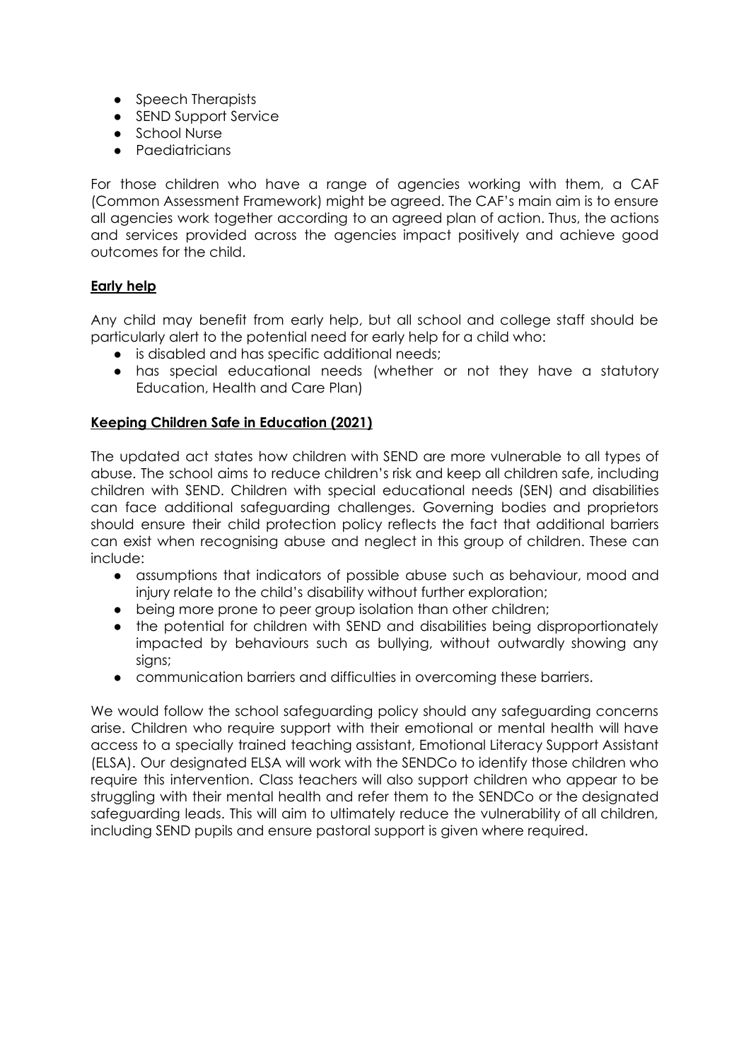- Speech Therapists
- SEND Support Service
- School Nurse
- Paediatricians

For those children who have a range of agencies working with them, a CAF (Common Assessment Framework) might be agreed. The CAF's main aim is to ensure all agencies work together according to an agreed plan of action. Thus, the actions and services provided across the agencies impact positively and achieve good outcomes for the child.

**Early help**

Any child may benefit from early help, but all school and college staff should be particularly alert to the potential need for early help for a child who:

- is disabled and has specific additional needs;
- has special educational needs (whether or not they have a statutory Education, Health and Care Plan)

**Keeping Children Safe in Education (2021)**

The updated act states how children with SEND are more vulnerable to all types of abuse. The school aims to reduce children's risk and keep all children safe, including children with SEND. Children with special educational needs (SEN) and disabilities can face additional safeguarding challenges. Governing bodies and proprietors should ensure their child protection policy reflects the fact that additional barriers can exist when recognising abuse and neglect in this group of children. These can include:

- assumptions that indicators of possible abuse such as behaviour, mood and injury relate to the child's disability without further exploration;
- being more prone to peer group isolation than other children;
- the potential for children with SEND and disabilities being disproportionately impacted by behaviours such as bullying, without outwardly showing any signs;
- communication barriers and difficulties in overcoming these barriers.

We would follow the school safeguarding policy should any safeguarding concerns arise. Children who require support with their emotional or mental health will have access to a specially trained teaching assistant, Emotional Literacy Support Assistant (ELSA). Our designated ELSA will work with the SENDCo to identify those children who require this intervention. Class teachers will also support children who appear to be struggling with their mental health and refer them to the SENDCo or the designated safeguarding leads. This will aim to ultimately reduce the vulnerability of all children, including SEND pupils and ensure pastoral support is given where required.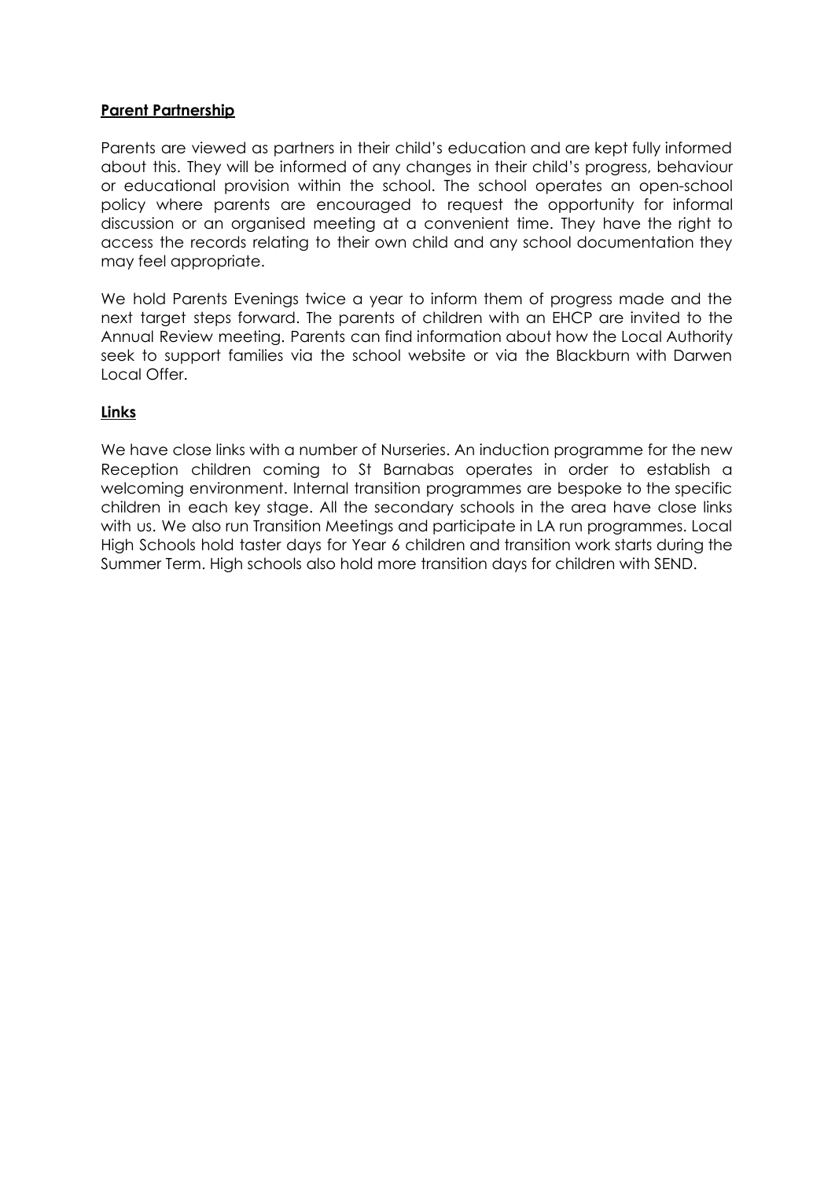**Parent Partnership**

Parents are viewed as partners in their child's education and are kept fully informed about this. They will be informed of any changes in their child's progress, behaviour or educational provision within the school. The school operates an open-school policy where parents are encouraged to request the opportunity for informal discussion or an organised meeting at a convenient time. They have the right to access the records relating to their own child and any school documentation they may feel appropriate.

We hold Parents Evenings twice a year to inform them of progress made and the next target steps forward. The parents of children with an EHCP are invited to the Annual Review meeting. Parents can find information about how the Local Authority seek to support families via the school website or via the Blackburn with Darwen Local Offer.

**Links**

We have close links with a number of Nurseries. An induction programme for the new Reception children coming to St Barnabas operates in order to establish a welcoming environment. Internal transition programmes are bespoke to the specific children in each key stage. All the secondary schools in the area have close links with us. We also run Transition Meetings and participate in LA run programmes. Local High Schools hold taster days for Year 6 children and transition work starts during the Summer Term. High schools also hold more transition days for children with SEND.